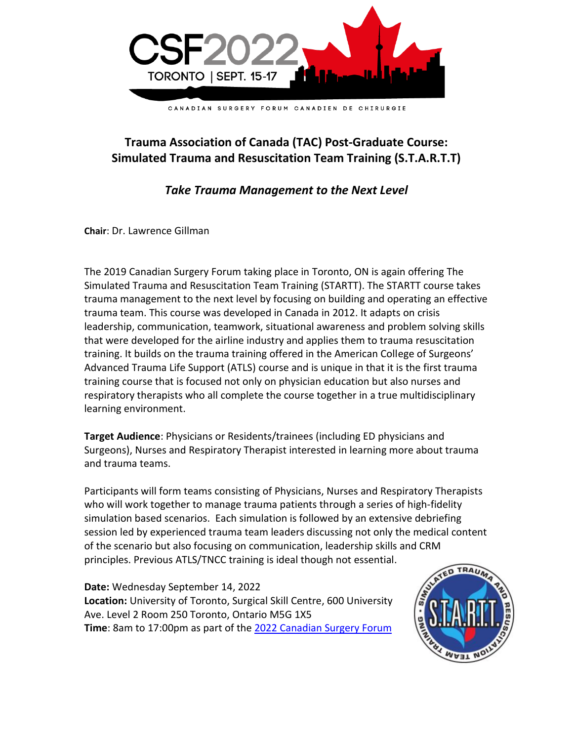# Trauma Association of Canada (TAC) Post-Graduate Course: Simulated Trauma and Resuscitation Team Training (S.T.A.R.T.T)

## *Take Trauma Management to the Next Level*

**Chair**: Dr. Lawrence Gillman

The 2019 Canadian Surgery Forum taking place in Toronto, ON is again offering The Simulated Trauma and Resuscitation Team Training (STARTT). The STARTT course takes trauma management to the next level by focusing on building and operating an effective trauma team. This course was developed in Canada in 2012. It adapts on crisis leadership, communication, teamwork, situational awareness and problem solving skills that were developed for the airline industry and applies them to trauma resuscitation training. It builds on the trauma training offered in the American College of Surgeons' Advanced Trauma Life Support (ATLS) course and is unique in that it is the first trauma training course that is focused not only on physician education but also nurses and respiratory therapists who all complete the course together in a true multidisciplinary learning environment.

**Target Audience**: Physicians or Residents/trainees (including ED physicians and Surgeons), Nurses and Respiratory Therapist interested in learning more about trauma and trauma teams.

Participants will form teams consisting of Physicians, Nurses and Respiratory Therapists who will work together to manage trauma patients through a series of high-fidelity simulation based scenarios. Each simulation is followed by an extensive debriefing session led by experienced trauma team leaders discussing not only the medical content of the scenario but also focusing on communication, leadership skills and CRM principles. Previous ATLS/TNCC training is ideal though not essential.

**Date:** Wednesday September 14, 2022
**Location:** University of Toronto, Surgical Skill Centre, 600 University Ave. Level 2 Room 250 Toronto, Ontario M5G 1X5
**Time**: 8am to 17:00pm as part of the 2022 Canadian Surgery Forum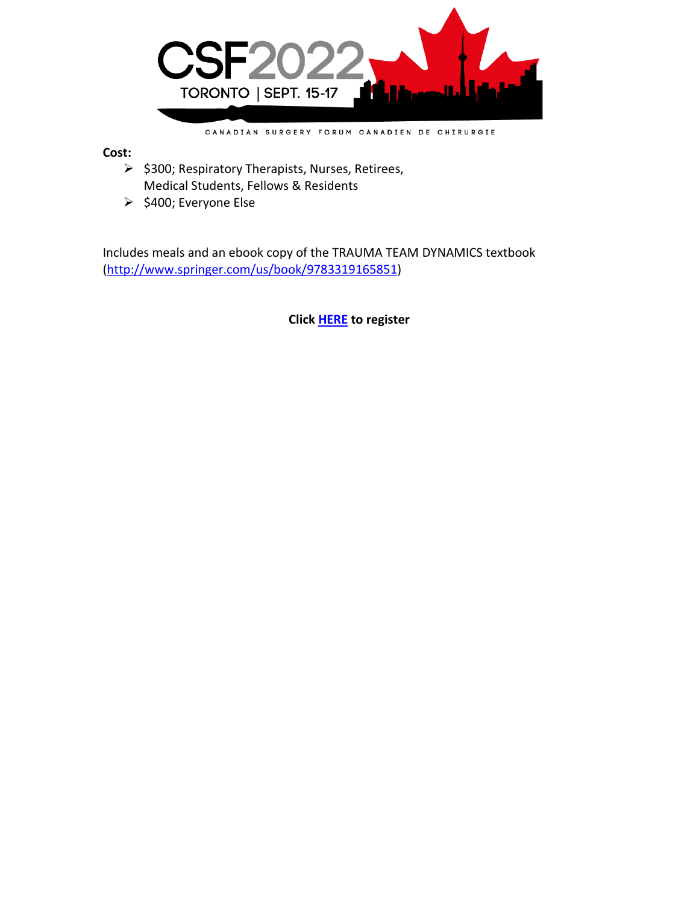**Cost:**

- $300; Respiratory Therapists, Nurses, Retirees, Medical Students, Fellows & Residents
- $400; Everyone Else

Includes meals and an ebook copy of the TRAUMA TEAM DYNAMICS textbook (http://www.springer.com/us/book/9783319165851)

**Click HERE to register**